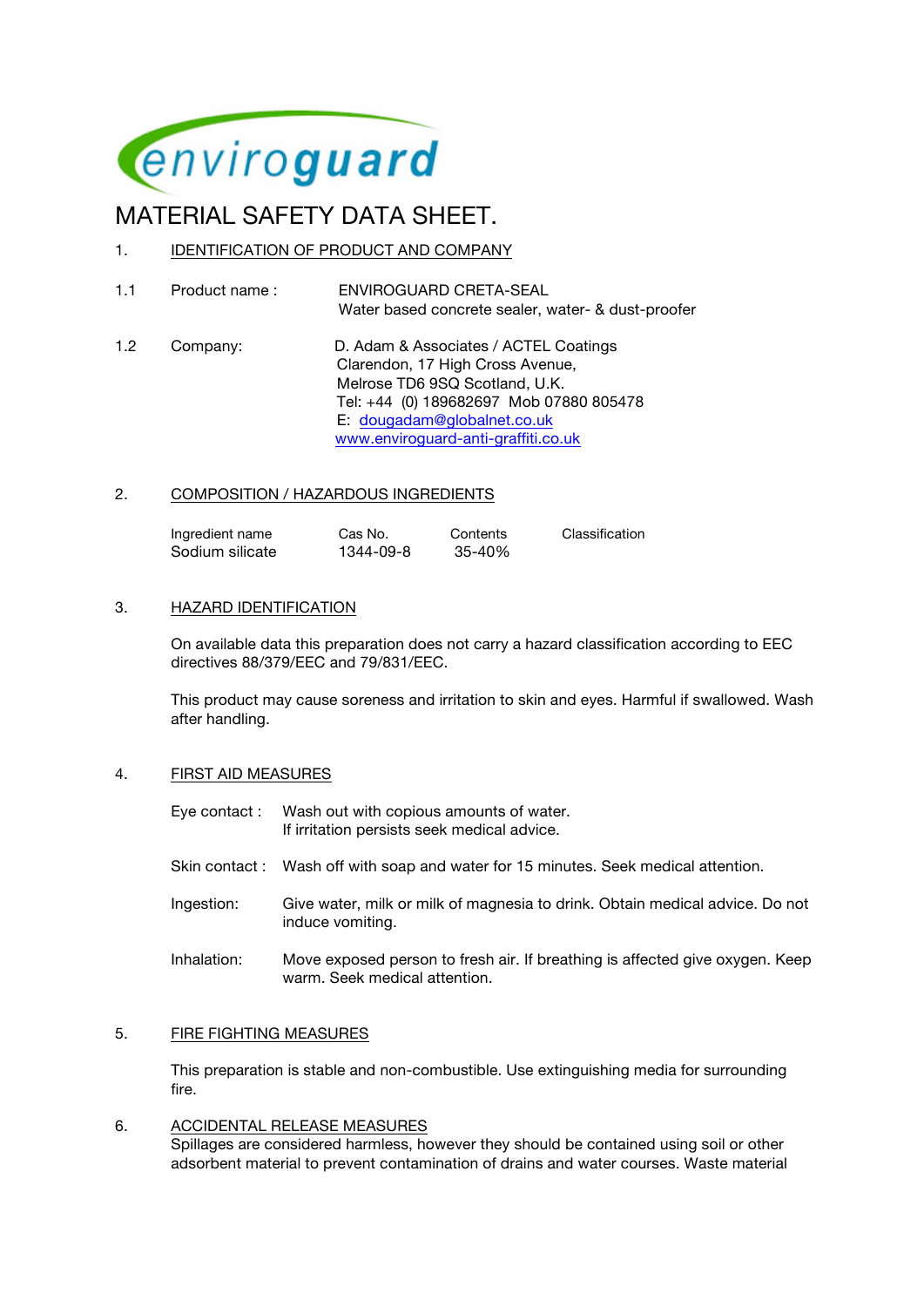enviroguard

# MATERIAL SAFETY DATA SHEET.

## 1. IDENTIFICATION OF PRODUCT AND COMPANY

1.1 Product name : ENVIROGUARD CRETA-SEAL
Water based concrete sealer, water- & dust-proofer

1.2 Company: D. Adam & Associates / ACTEL Coatings
Clarendon, 17 High Cross Avenue,
Melrose TD6 9SQ Scotland, U.K.
Tel: +44 (0) 189682697 Mob 07880 805478
E: dougadam@globalnet.co.uk
www.enviroguard-anti-graffiti.co.uk

## 2. COMPOSITION / HAZARDOUS INGREDIENTS

| Ingredient name | Cas No. | Contents | Classification |
|---|---|---|---|
| Sodium silicate | 1344-09-8 | 35-40% | |

## 3. HAZARD IDENTIFICATION

On available data this preparation does not carry a hazard classification according to EEC directives 88/379/EEC and 79/831/EEC.

This product may cause soreness and irritation to skin and eyes. Harmful if swallowed. Wash after handling.

## 4. FIRST AID MEASURES

Eye contact : Wash out with copious amounts of water.
If irritation persists seek medical advice.

Skin contact : Wash off with soap and water for 15 minutes. Seek medical attention.

Ingestion: Give water, milk or milk of magnesia to drink. Obtain medical advice. Do not induce vomiting.

Inhalation: Move exposed person to fresh air. If breathing is affected give oxygen. Keep warm. Seek medical attention.

## 5. FIRE FIGHTING MEASURES

This preparation is stable and non-combustible. Use extinguishing media for surrounding fire.

## 6. ACCIDENTAL RELEASE MEASURES

Spillages are considered harmless, however they should be contained using soil or other adsorbent material to prevent contamination of drains and water courses. Waste material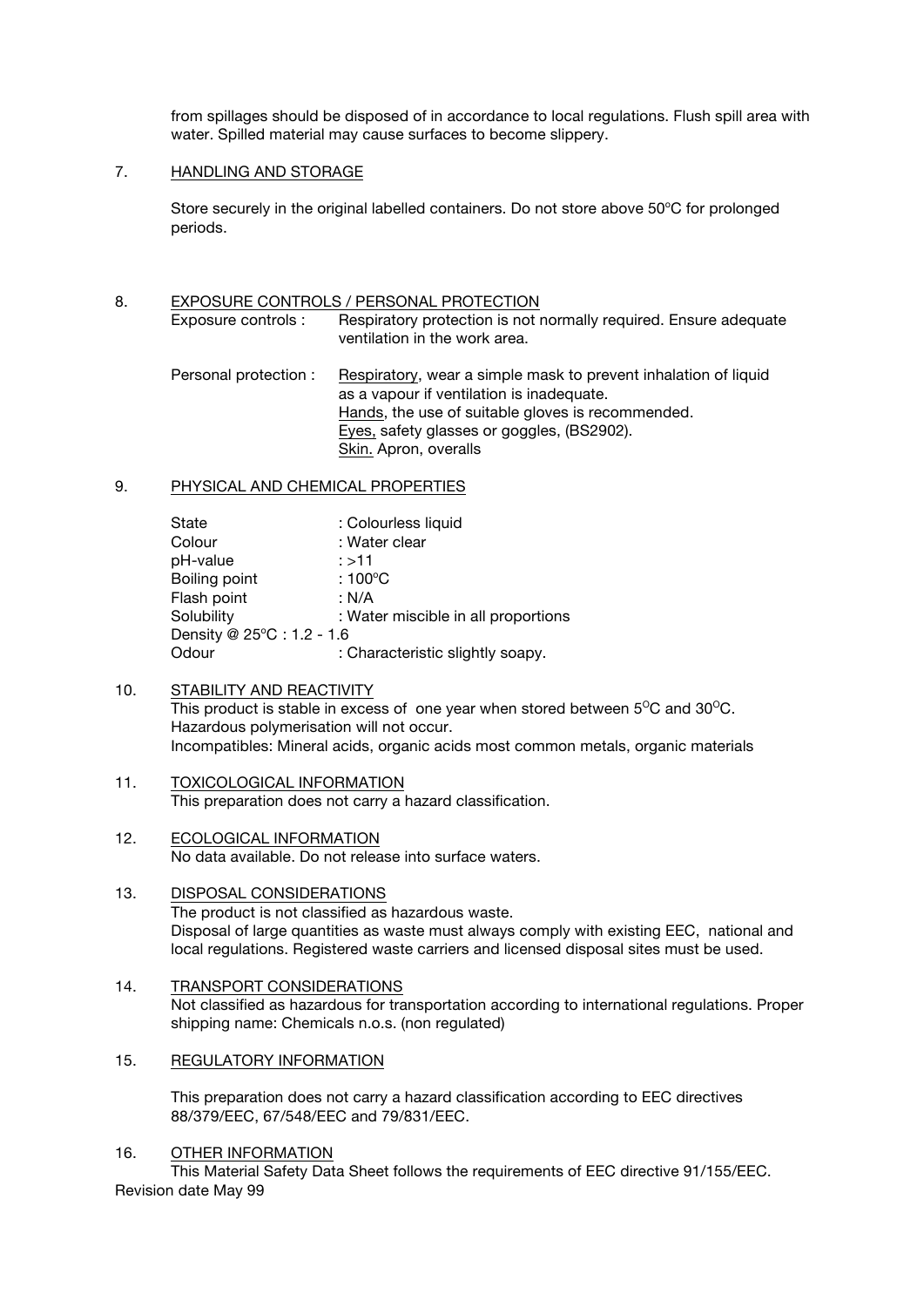from spillages should be disposed of in accordance to local regulations. Flush spill area with water. Spilled material may cause surfaces to become slippery.

## 7. HANDLING AND STORAGE

Store securely in the original labelled containers. Do not store above 50°C for prolonged periods.

## 8. EXPOSURE CONTROLS / PERSONAL PROTECTION

Exposure controls : Respiratory protection is not normally required. Ensure adequate ventilation in the work area.

Personal protection : Respiratory, wear a simple mask to prevent inhalation of liquid as a vapour if ventilation is inadequate.
Hands, the use of suitable gloves is recommended.
Eyes, safety glasses or goggles, (BS2902).
Skin. Apron, overalls

## 9. PHYSICAL AND CHEMICAL PROPERTIES

State : Colourless liquid
Colour : Water clear
pH-value : >11
Boiling point : 100°C
Flash point : N/A
Solubility : Water miscible in all proportions
Density @ 25°C : 1.2 - 1.6
Odour : Characteristic slightly soapy.

## 10. STABILITY AND REACTIVITY

This product is stable in excess of one year when stored between 5°C and 30°C.
Hazardous polymerisation will not occur.
Incompatibles: Mineral acids, organic acids most common metals, organic materials

## 11. TOXICOLOGICAL INFORMATION

This preparation does not carry a hazard classification.

## 12. ECOLOGICAL INFORMATION

No data available. Do not release into surface waters.

## 13. DISPOSAL CONSIDERATIONS

The product is not classified as hazardous waste.
Disposal of large quantities as waste must always comply with existing EEC, national and local regulations. Registered waste carriers and licensed disposal sites must be used.

## 14. TRANSPORT CONSIDERATIONS

Not classified as hazardous for transportation according to international regulations. Proper shipping name: Chemicals n.o.s. (non regulated)

## 15. REGULATORY INFORMATION

This preparation does not carry a hazard classification according to EEC directives 88/379/EEC, 67/548/EEC and 79/831/EEC.

## 16. OTHER INFORMATION

This Material Safety Data Sheet follows the requirements of EEC directive 91/155/EEC.

Revision date May 99